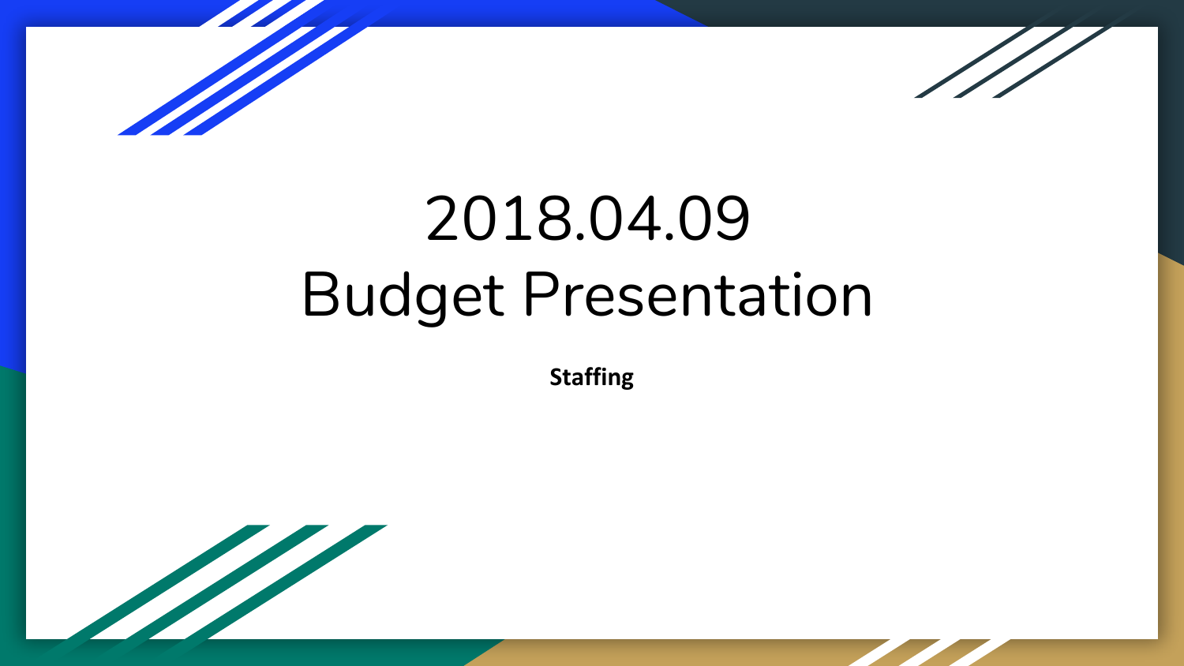# 2018.04.09
# Budget Presentation

**Staffing**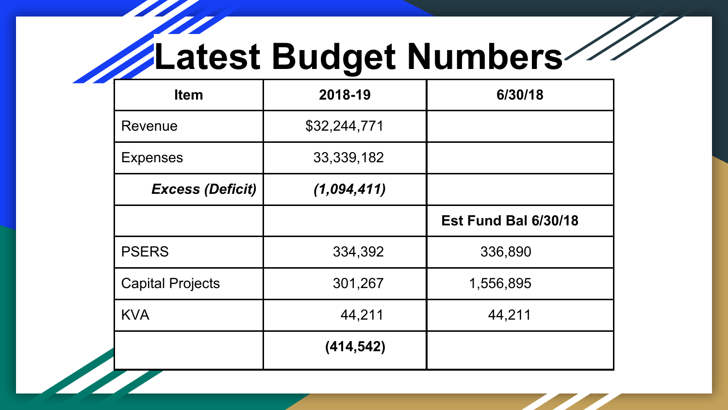# Latest Budget Numbers

| Item | 2018-19 | 6/30/18 |
|---|---|---|
| Revenue | $32,244,771 | |
| Expenses | 33,339,182 | |
| ***Excess (Deficit)*** | ***(1,094,411)*** | |
| | | **Est Fund Bal 6/30/18** |
| PSERS | 334,392 | 336,890 |
| Capital Projects | 301,267 | 1,556,895 |
| KVA | 44,211 | 44,211 |
| | **(414,542)** | |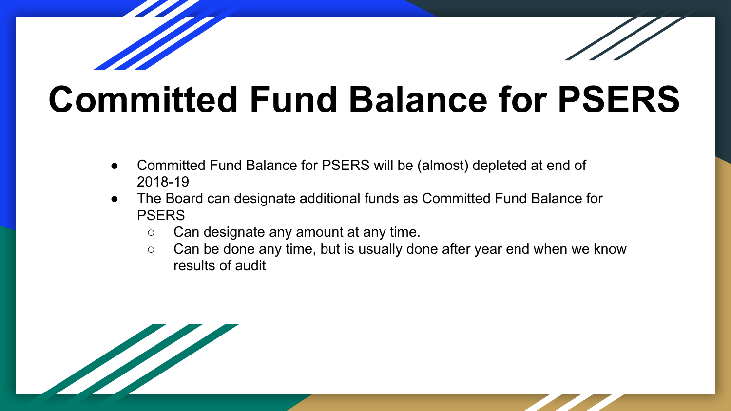# Committed Fund Balance for PSERS

- Committed Fund Balance for PSERS will be (almost) depleted at end of 2018-19
- The Board can designate additional funds as Committed Fund Balance for PSERS
  - Can designate any amount at any time.
  - Can be done any time, but is usually done after year end when we know results of audit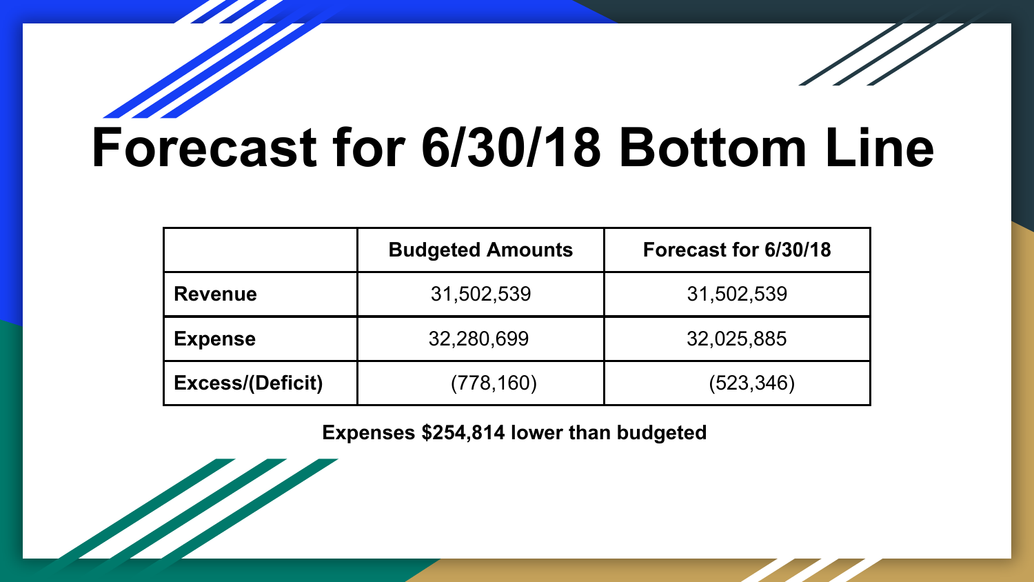# Forecast for 6/30/18 Bottom Line

| | Budgeted Amounts | Forecast for 6/30/18 |
|---|---|---|
| **Revenue** | 31,502,539 | 31,502,539 |
| **Expense** | 32,280,699 | 32,025,885 |
| **Excess/(Deficit)** | (778,160) | (523,346) |

**Expenses $254,814 lower than budgeted**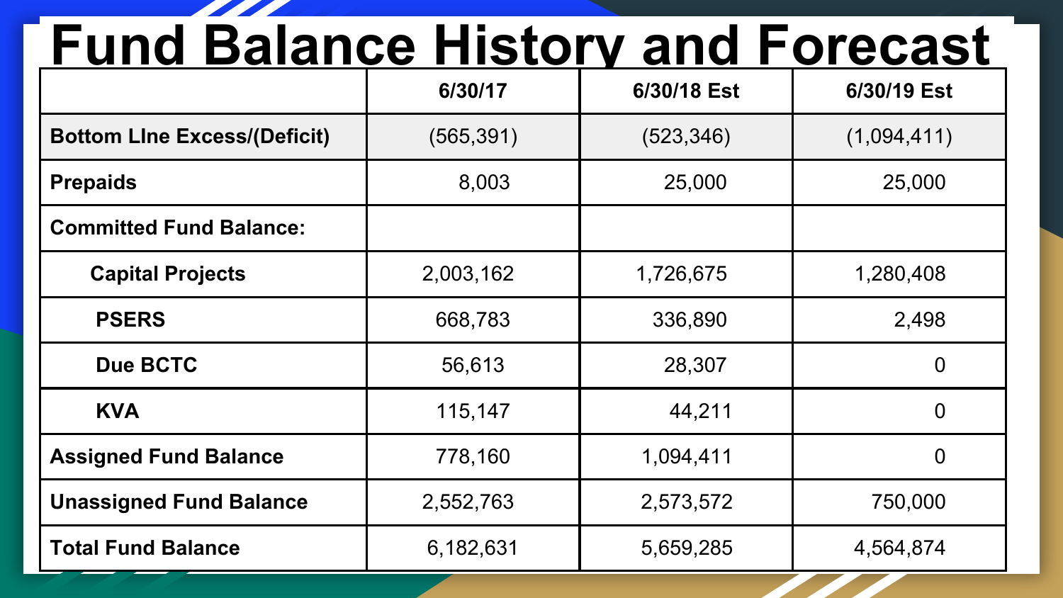# Fund Balance History and Forecast

| | 6/30/17 | 6/30/18 Est | 6/30/19 Est |
|---|---|---|---|
| **Bottom LIne Excess/(Deficit)** | (565,391) | (523,346) | (1,094,411) |
| **Prepaids** | 8,003 | 25,000 | 25,000 |
| **Committed Fund Balance:** | | | |
| **Capital Projects** | 2,003,162 | 1,726,675 | 1,280,408 |
| **PSERS** | 668,783 | 336,890 | 2,498 |
| **Due BCTC** | 56,613 | 28,307 | 0 |
| **KVA** | 115,147 | 44,211 | 0 |
| **Assigned Fund Balance** | 778,160 | 1,094,411 | 0 |
| **Unassigned Fund Balance** | 2,552,763 | 2,573,572 | 750,000 |
| **Total Fund Balance** | 6,182,631 | 5,659,285 | 4,564,874 |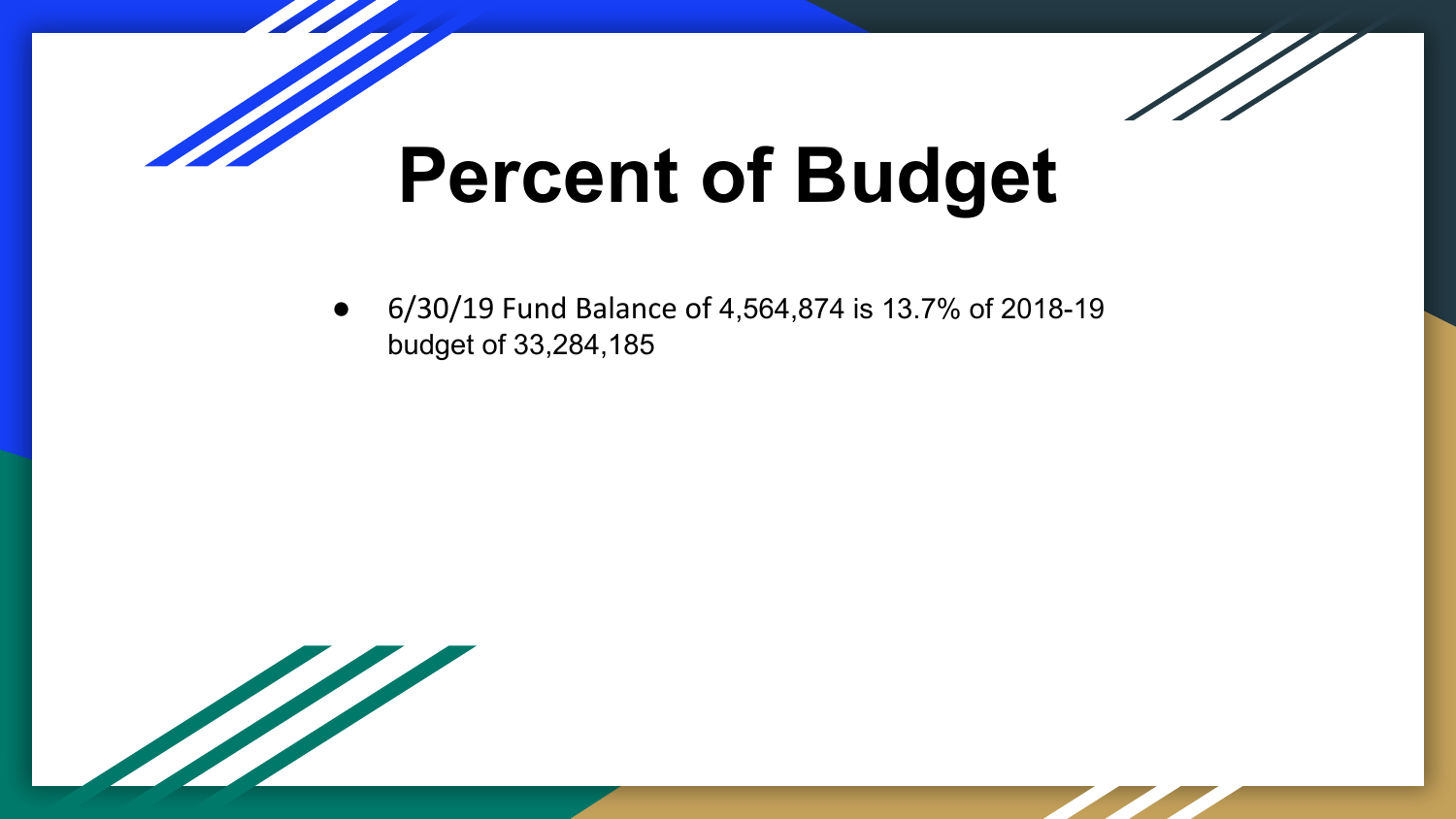# Percent of Budget

- 6/30/19 Fund Balance of 4,564,874 is 13.7% of 2018-19 budget of 33,284,185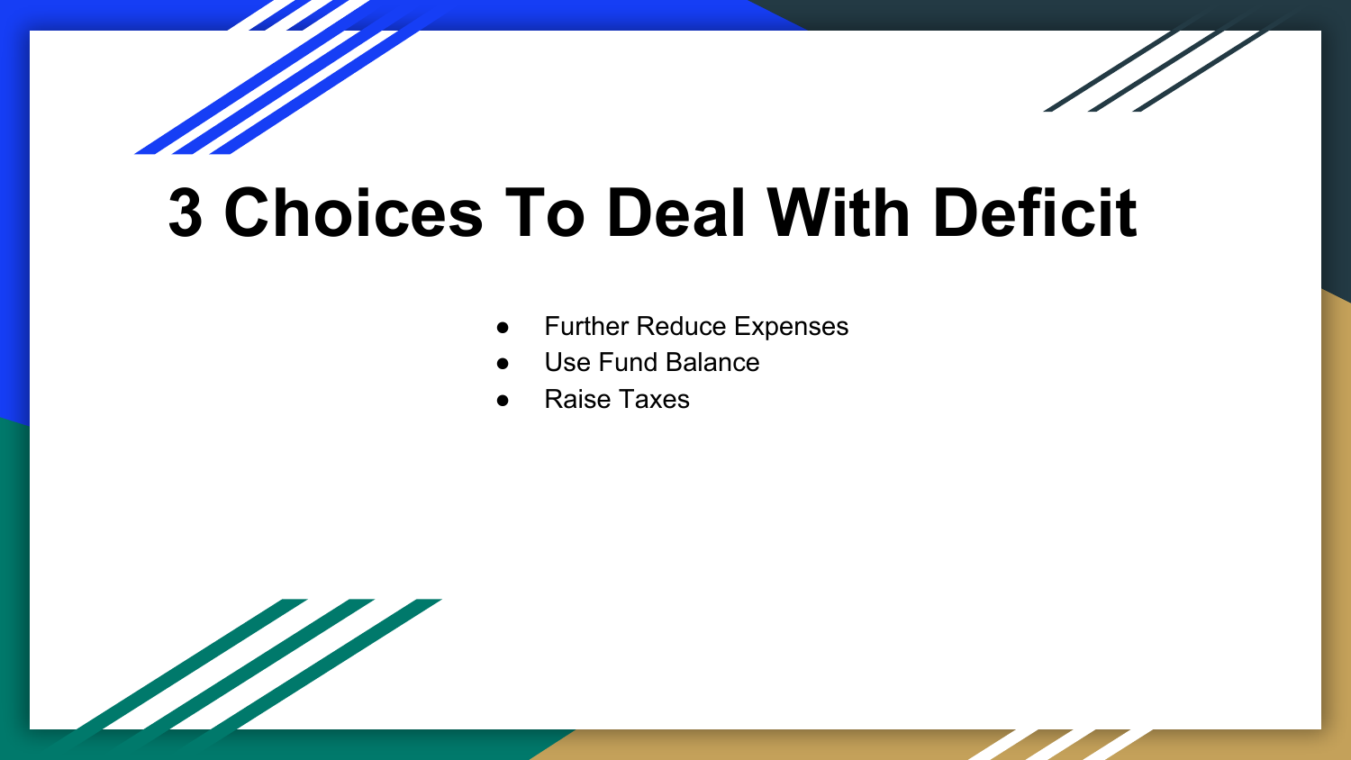# 3 Choices To Deal With Deficit

- Further Reduce Expenses
- Use Fund Balance
- Raise Taxes